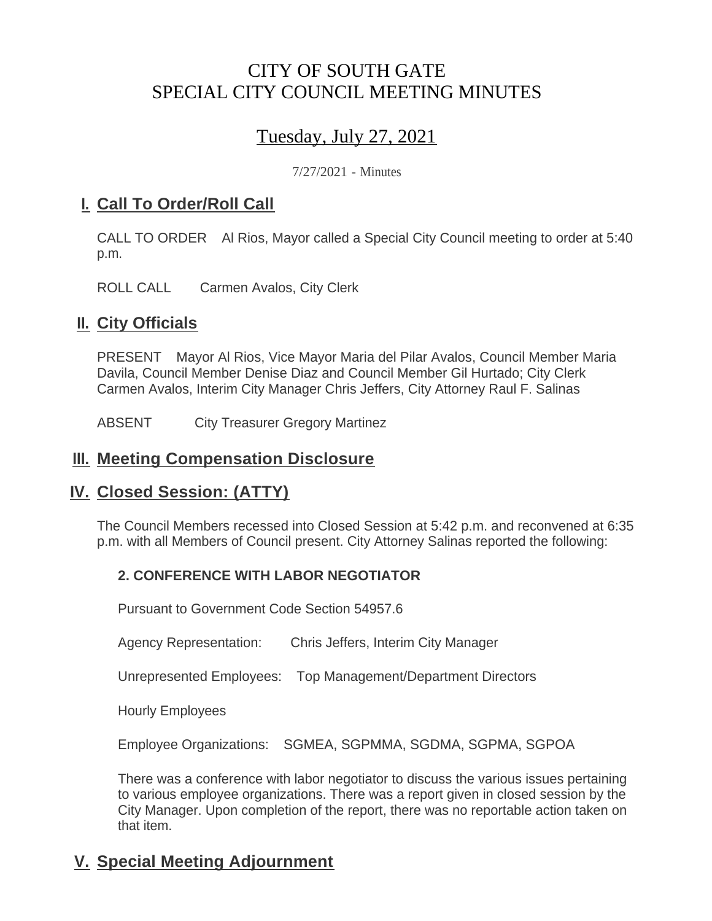# CITY OF SOUTH GATE
# SPECIAL CITY COUNCIL MEETING MINUTES

## Tuesday, July 27, 2021

7/27/2021 - Minutes

## I. Call To Order/Roll Call

CALL TO ORDER Al Rios, Mayor called a Special City Council meeting to order at 5:40 p.m.

ROLL CALL Carmen Avalos, City Clerk

## II. City Officials

PRESENT Mayor Al Rios, Vice Mayor Maria del Pilar Avalos, Council Member Maria Davila, Council Member Denise Diaz and Council Member Gil Hurtado; City Clerk Carmen Avalos, Interim City Manager Chris Jeffers, City Attorney Raul F. Salinas

ABSENT City Treasurer Gregory Martinez

## III. Meeting Compensation Disclosure

## IV. Closed Session: (ATTY)

The Council Members recessed into Closed Session at 5:42 p.m. and reconvened at 6:35 p.m. with all Members of Council present. City Attorney Salinas reported the following:

**2. CONFERENCE WITH LABOR NEGOTIATOR**

Pursuant to Government Code Section 54957.6

Agency Representation: Chris Jeffers, Interim City Manager

Unrepresented Employees: Top Management/Department Directors

Hourly Employees

Employee Organizations: SGMEA, SGPMMA, SGDMA, SGPMA, SGPOA

There was a conference with labor negotiator to discuss the various issues pertaining to various employee organizations. There was a report given in closed session by the City Manager. Upon completion of the report, there was no reportable action taken on that item.

## V. Special Meeting Adjournment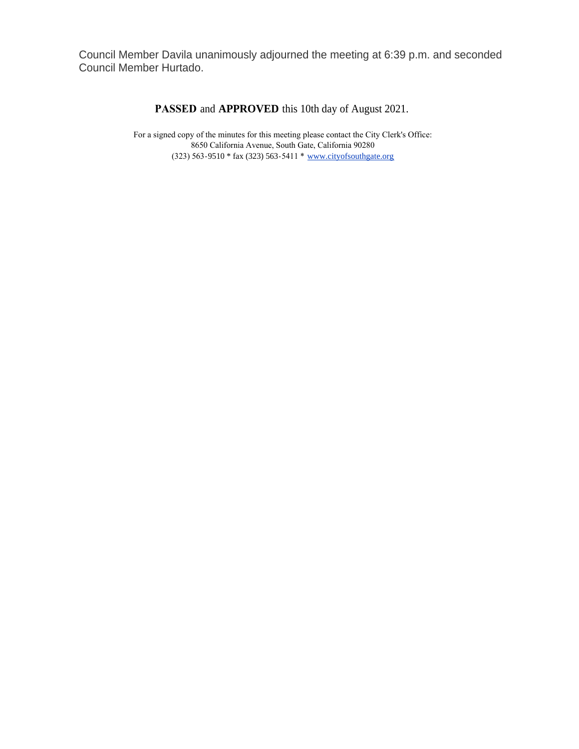Council Member Davila unanimously adjourned the meeting at 6:39 p.m. and seconded Council Member Hurtado.

**PASSED** and **APPROVED** this 10th day of August 2021.

For a signed copy of the minutes for this meeting please contact the City Clerk's Office:
8650 California Avenue, South Gate, California 90280
(323) 563-9510 * fax (323) 563-5411 * www.cityofsouthgate.org